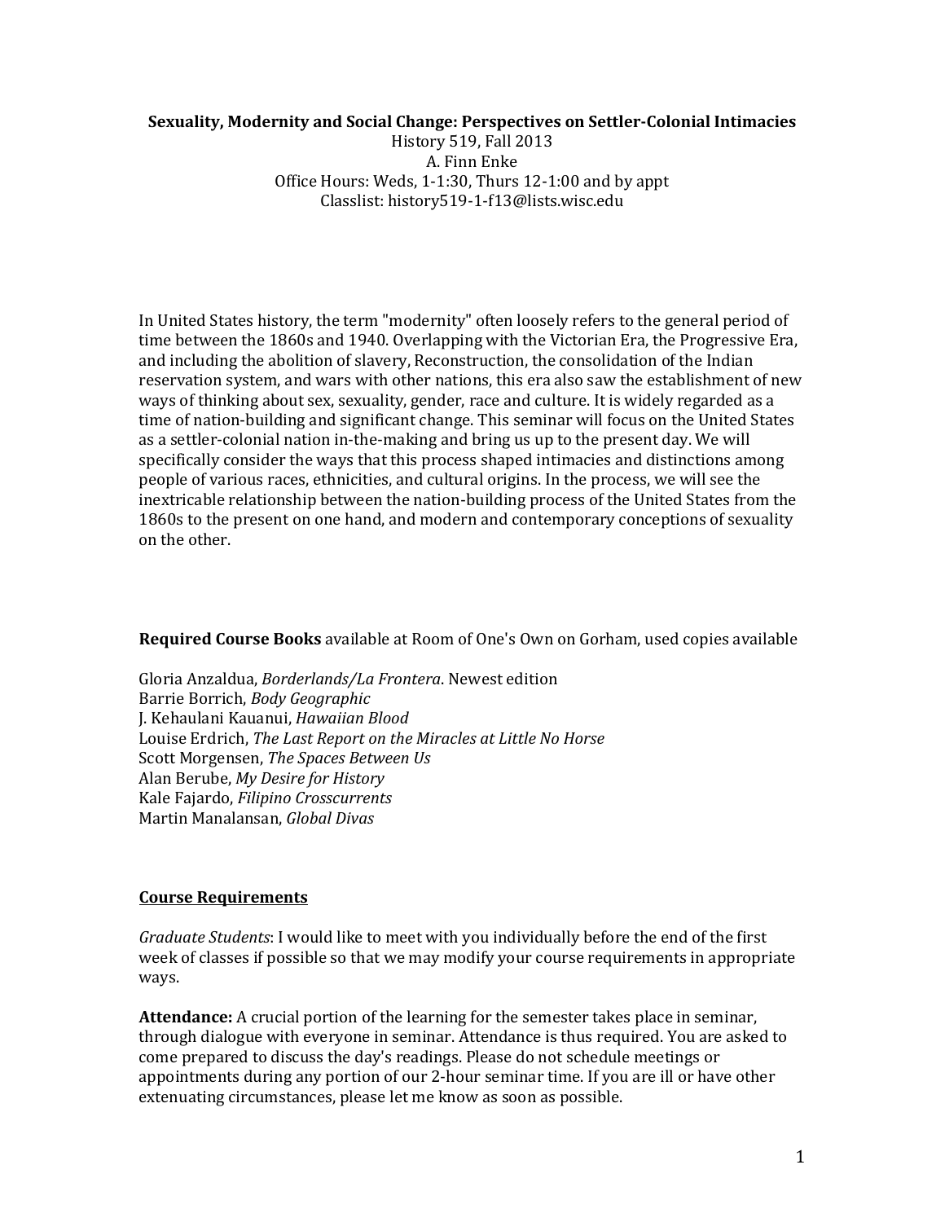**Sexuality, Modernity and Social Change: Perspectives on Settler-Colonial Intimacies**
History 519, Fall 2013
A. Finn Enke
Office Hours: Weds, 1-1:30, Thurs 12-1:00 and by appt
Classlist: history519-1-f13@lists.wisc.edu

In United States history, the term "modernity" often loosely refers to the general period of time between the 1860s and 1940. Overlapping with the Victorian Era, the Progressive Era, and including the abolition of slavery, Reconstruction, the consolidation of the Indian reservation system, and wars with other nations, this era also saw the establishment of new ways of thinking about sex, sexuality, gender, race and culture. It is widely regarded as a time of nation-building and significant change. This seminar will focus on the United States as a settler-colonial nation in-the-making and bring us up to the present day. We will specifically consider the ways that this process shaped intimacies and distinctions among people of various races, ethnicities, and cultural origins. In the process, we will see the inextricable relationship between the nation-building process of the United States from the 1860s to the present on one hand, and modern and contemporary conceptions of sexuality on the other.

**Required Course Books** available at Room of One's Own on Gorham, used copies available

Gloria Anzaldua, *Borderlands/La Frontera*. Newest edition
Barrie Borrich, *Body Geographic*
J. Kehaulani Kauanui, *Hawaiian Blood*
Louise Erdrich, *The Last Report on the Miracles at Little No Horse*
Scott Morgensen, *The Spaces Between Us*
Alan Berube, *My Desire for History*
Kale Fajardo, *Filipino Crosscurrents*
Martin Manalansan, *Global Divas*

## Course Requirements

*Graduate Students*: I would like to meet with you individually before the end of the first week of classes if possible so that we may modify your course requirements in appropriate ways.

**Attendance:** A crucial portion of the learning for the semester takes place in seminar, through dialogue with everyone in seminar. Attendance is thus required. You are asked to come prepared to discuss the day's readings. Please do not schedule meetings or appointments during any portion of our 2-hour seminar time. If you are ill or have other extenuating circumstances, please let me know as soon as possible.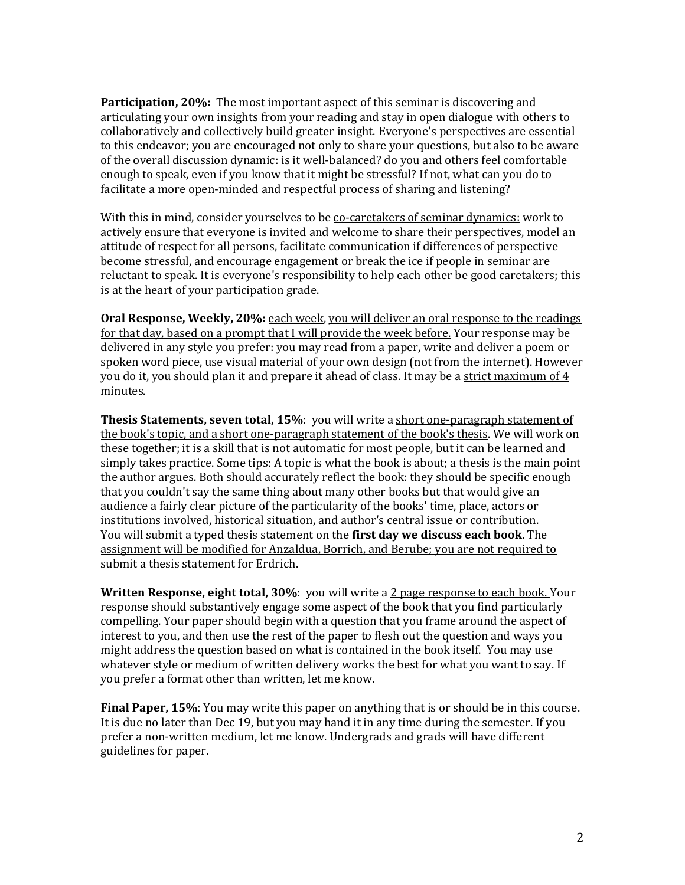**Participation, 20%:** The most important aspect of this seminar is discovering and articulating your own insights from your reading and stay in open dialogue with others to collaboratively and collectively build greater insight. Everyone's perspectives are essential to this endeavor; you are encouraged not only to share your questions, but also to be aware of the overall discussion dynamic: is it well-balanced? do you and others feel comfortable enough to speak, even if you know that it might be stressful? If not, what can you do to facilitate a more open-minded and respectful process of sharing and listening?

With this in mind, consider yourselves to be <u>co-caretakers of seminar dynamics:</u> work to actively ensure that everyone is invited and welcome to share their perspectives, model an attitude of respect for all persons, facilitate communication if differences of perspective become stressful, and encourage engagement or break the ice if people in seminar are reluctant to speak. It is everyone's responsibility to help each other be good caretakers; this is at the heart of your participation grade.

**Oral Response, Weekly, 20%:** <u>each week</u>, <u>you will deliver an oral response to the readings for that day, based on a prompt that I will provide the week before.</u> Your response may be delivered in any style you prefer: you may read from a paper, write and deliver a poem or spoken word piece, use visual material of your own design (not from the internet). However you do it, you should plan it and prepare it ahead of class. It may be a <u>strict maximum of 4 minutes</u>.

**Thesis Statements, seven total, 15%**: you will write a <u>short one-paragraph statement of the book's topic, and a short one-paragraph statement of the book's thesis</u>. We will work on these together; it is a skill that is not automatic for most people, but it can be learned and simply takes practice. Some tips: A topic is what the book is about; a thesis is the main point the author argues. Both should accurately reflect the book: they should be specific enough that you couldn't say the same thing about many other books but that would give an audience a fairly clear picture of the particularity of the books' time, place, actors or institutions involved, historical situation, and author's central issue or contribution. <u>You will submit a typed thesis statement on the **first day we discuss each book**. The assignment will be modified for Anzaldua, Borrich, and Berube; you are not required to submit a thesis statement for Erdrich</u>.

**Written Response, eight total, 30%**: you will write a <u>2 page response to each book.</u> Your response should substantively engage some aspect of the book that you find particularly compelling. Your paper should begin with a question that you frame around the aspect of interest to you, and then use the rest of the paper to flesh out the question and ways you might address the question based on what is contained in the book itself. You may use whatever style or medium of written delivery works the best for what you want to say. If you prefer a format other than written, let me know.

**Final Paper, 15%**: <u>You may write this paper on anything that is or should be in this course.</u> It is due no later than Dec 19, but you may hand it in any time during the semester. If you prefer a non-written medium, let me know. Undergrads and grads will have different guidelines for paper.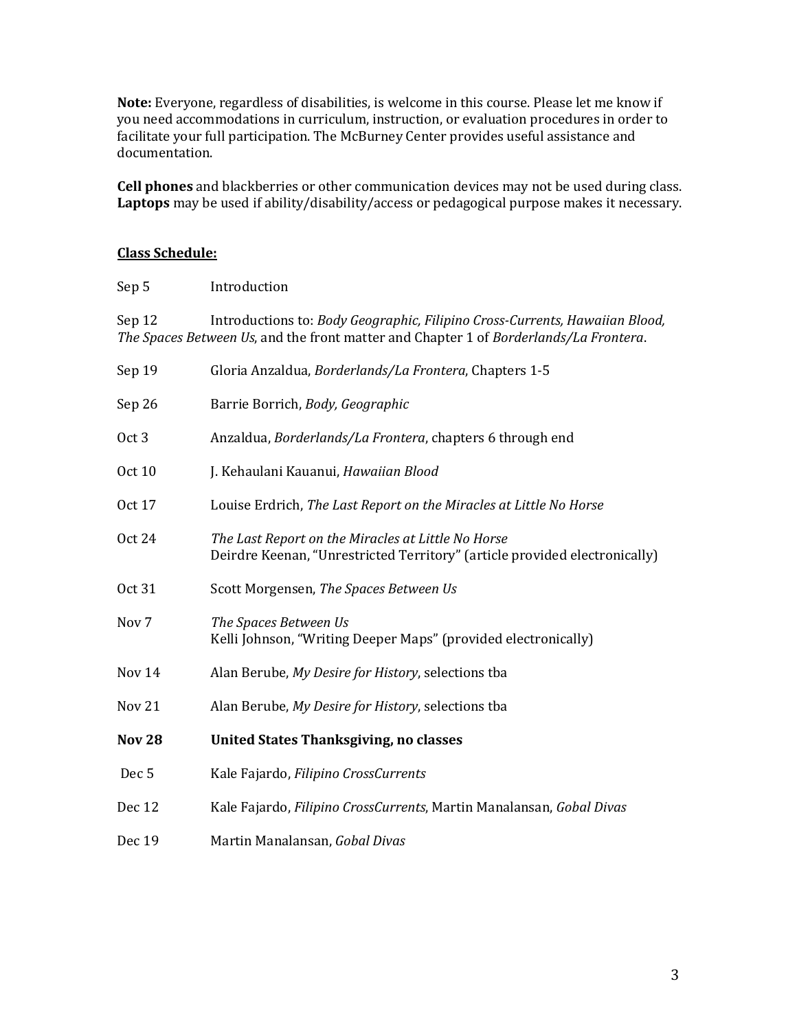**Note:** Everyone, regardless of disabilities, is welcome in this course. Please let me know if you need accommodations in curriculum, instruction, or evaluation procedures in order to facilitate your full participation. The McBurney Center provides useful assistance and documentation.

**Cell phones** and blackberries or other communication devices may not be used during class. **Laptops** may be used if ability/disability/access or pedagogical purpose makes it necessary.

**<u>Class Schedule:</u>**

Sep 5 Introduction

Sep 12 Introductions to: *Body Geographic, Filipino Cross-Currents, Hawaiian Blood, The Spaces Between Us*, and the front matter and Chapter 1 of *Borderlands/La Frontera*.

Sep 19 Gloria Anzaldua, *Borderlands/La Frontera*, Chapters 1-5

Sep 26 Barrie Borrich, *Body, Geographic*

Oct 3 Anzaldua, *Borderlands/La Frontera*, chapters 6 through end

Oct 10 J. Kehaulani Kauanui, *Hawaiian Blood*

Oct 17 Louise Erdrich, *The Last Report on the Miracles at Little No Horse*

Oct 24 *The Last Report on the Miracles at Little No Horse*
Deirdre Keenan, "Unrestricted Territory" (article provided electronically)

Oct 31 Scott Morgensen, *The Spaces Between Us*

Nov 7 *The Spaces Between Us*
Kelli Johnson, "Writing Deeper Maps" (provided electronically)

Nov 14 Alan Berube, *My Desire for History*, selections tba

Nov 21 Alan Berube, *My Desire for History*, selections tba

**Nov 28 United States Thanksgiving, no classes**

Dec 5 Kale Fajardo, *Filipino CrossCurrents*

Dec 12 Kale Fajardo, *Filipino CrossCurrents*, Martin Manalansan, *Gobal Divas*

Dec 19 Martin Manalansan, *Gobal Divas*